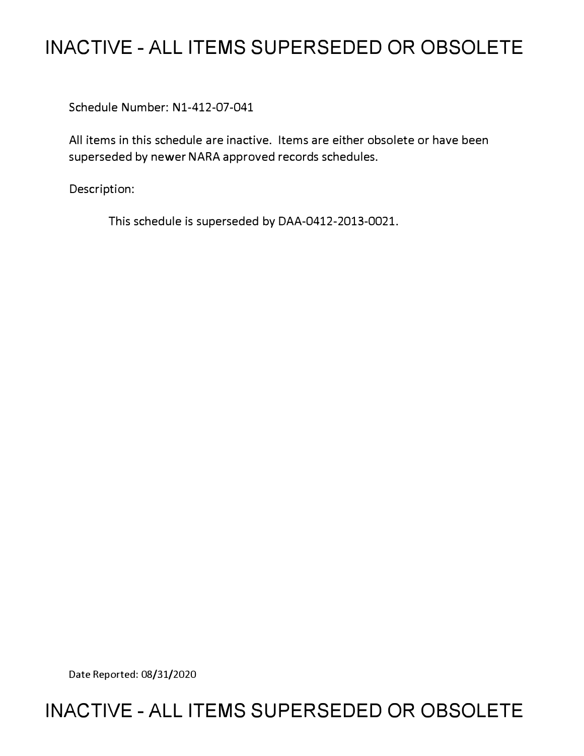# INACTIVE - ALL ITEMS SUPERSEDED OR OBSOLETE

Schedule Number: N1-412-07-041

All items in this schedule are inactive. Items are either obsolete or have been superseded by newer NARA approved records schedules.

Description:

This schedule is superseded by DAA-0412-2013-0021.

Date Reported: 08/31/2020

# INACTIVE - ALL ITEMS SUPERSEDED OR OBSOLETE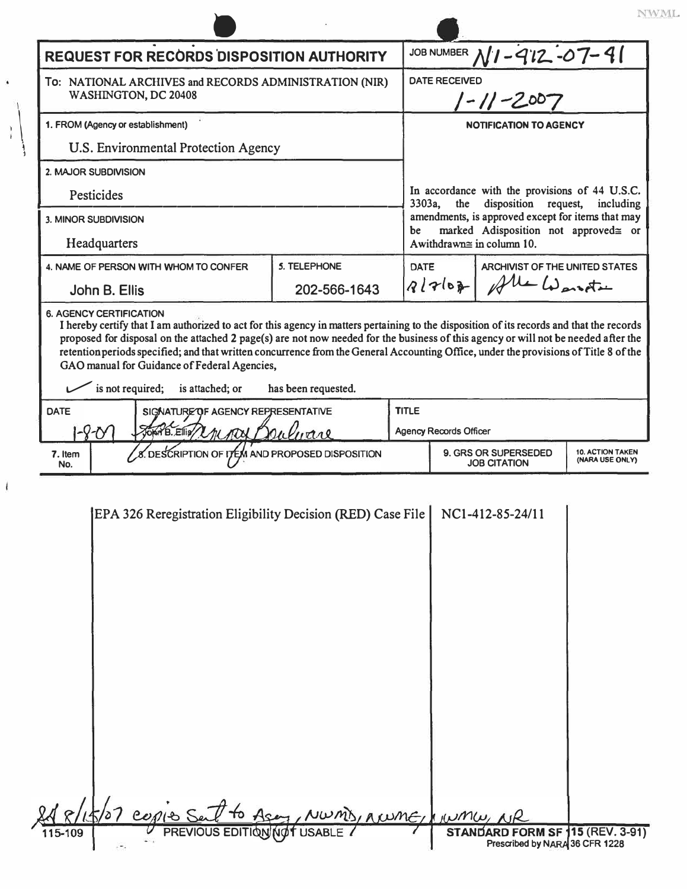NWML

# REQUEST FOR RECORDS DISPOSITION AUTHORITY

**JOB NUMBER** N1-412-07-41

**To:** NATIONAL ARCHIVES and RECORDS ADMINISTRATION (NIR) WASHINGTON, DC 20408

**DATE RECEIVED** 1-11-2007

**1. FROM (Agency or establishment)**

U.S. Environmental Protection Agency

**2. MAJOR SUBDIVISION**

Pesticides

**3. MINOR SUBDIVISION**

Headquarters

**NOTIFICATION TO AGENCY**

In accordance with the provisions of 44 U.S.C. 3303a, the disposition request, including amendments, is approved except for items that may be marked Adisposition not approved≅ or Awithdrawn≅ in column 10.

| 4. NAME OF PERSON WITH WHOM TO CONFER | 5. TELEPHONE | DATE | ARCHIVIST OF THE UNITED STATES |
|---|---|---|---|
| John B. Ellis | 202-566-1643 | 8/7/07 | [signature] |

**6. AGENCY CERTIFICATION**

I hereby certify that I am authorized to act for this agency in matters pertaining to the disposition of its records and that the records proposed for disposal on the attached 2 page(s) are not now needed for the business of this agency or will not be needed after the retention periods specified; and that written concurrence from the General Accounting Office, under the provisions of Title 8 of the GAO manual for Guidance of Federal Agencies,

✓ is not required; is attached; or has been requested.

| DATE | SIGNATURE OF AGENCY REPRESENTATIVE | TITLE |
|---|---|---|
| 1-8-07 | John B. Ellis [signature] | Agency Records Officer |

| 7. Item No. | 8. DESCRIPTION OF ITEM AND PROPOSED DISPOSITION | 9. GRS OR SUPERSEDED JOB CITATION | 10. ACTION TAKEN (NARA USE ONLY) |
|---|---|---|---|
| | EPA 326 Reregistration Eligibility Decision (RED) Case File | NC1-412-85-24/11 | |

8/15/07 copies sent to Agency, NWMD, NWME, NWMW, NR

115-109 PREVIOUS EDITION NOT USABLE

STANDARD FORM SF 115 (REV. 3-91)
Prescribed by NARA 36 CFR 1228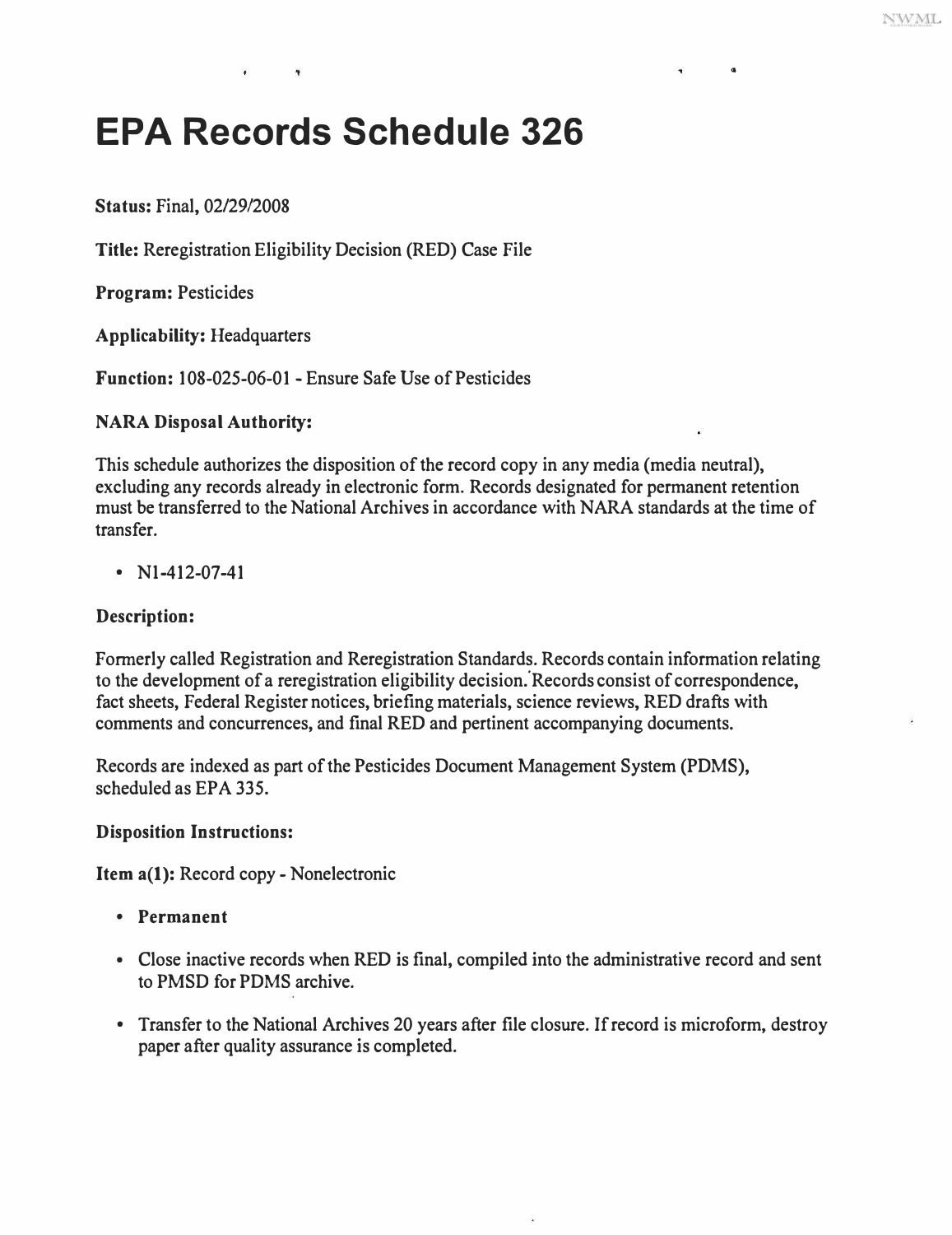# EPA Records Schedule 326

**Status:** Final, 02/29/2008

**Title:** Reregistration Eligibility Decision (RED) Case File

**Program:** Pesticides

**Applicability:** Headquarters

**Function:** 108-025-06-01 - Ensure Safe Use of Pesticides

**NARA Disposal Authority:**

This schedule authorizes the disposition of the record copy in any media (media neutral), excluding any records already in electronic form. Records designated for permanent retention must be transferred to the National Archives in accordance with NARA standards at the time of transfer.

- N1-412-07-41

**Description:**

Formerly called Registration and Reregistration Standards. Records contain information relating to the development of a reregistration eligibility decision. Records consist of correspondence, fact sheets, Federal Register notices, briefing materials, science reviews, RED drafts with comments and concurrences, and final RED and pertinent accompanying documents.

Records are indexed as part of the Pesticides Document Management System (PDMS), scheduled as EPA 335.

**Disposition Instructions:**

**Item a(1):** Record copy - Nonelectronic

- **Permanent**
- Close inactive records when RED is final, compiled into the administrative record and sent to PMSD for PDMS archive.
- Transfer to the National Archives 20 years after file closure. If record is microform, destroy paper after quality assurance is completed.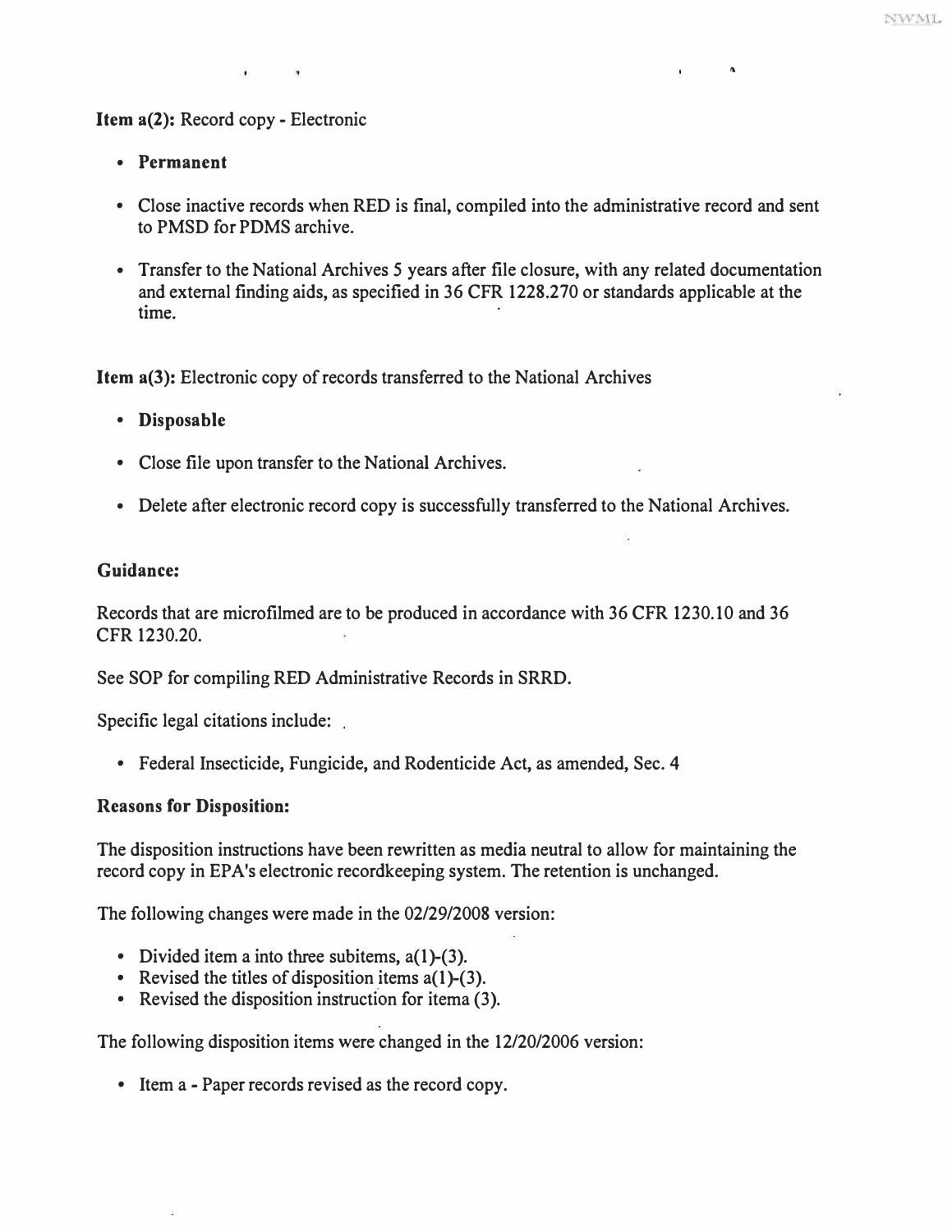**Item a(2):** Record copy - Electronic

- **Permanent**
- Close inactive records when RED is final, compiled into the administrative record and sent to PMSD for PDMS archive.
- Transfer to the National Archives 5 years after file closure, with any related documentation and external finding aids, as specified in 36 CFR 1228.270 or standards applicable at the time.

**Item a(3):** Electronic copy of records transferred to the National Archives

- **Disposable**
- Close file upon transfer to the National Archives.
- Delete after electronic record copy is successfully transferred to the National Archives.

### Guidance:

Records that are microfilmed are to be produced in accordance with 36 CFR 1230.10 and 36 CFR 1230.20.

See SOP for compiling RED Administrative Records in SRRD.

Specific legal citations include:

- Federal Insecticide, Fungicide, and Rodenticide Act, as amended, Sec. 4

### Reasons for Disposition:

The disposition instructions have been rewritten as media neutral to allow for maintaining the record copy in EPA's electronic recordkeeping system. The retention is unchanged.

The following changes were made in the 02/29/2008 version:

- Divided item a into three subitems, a(1)-(3).
- Revised the titles of disposition items a(1)-(3).
- Revised the disposition instruction for itema (3).

The following disposition items were changed in the 12/20/2006 version:

- Item a - Paper records revised as the record copy.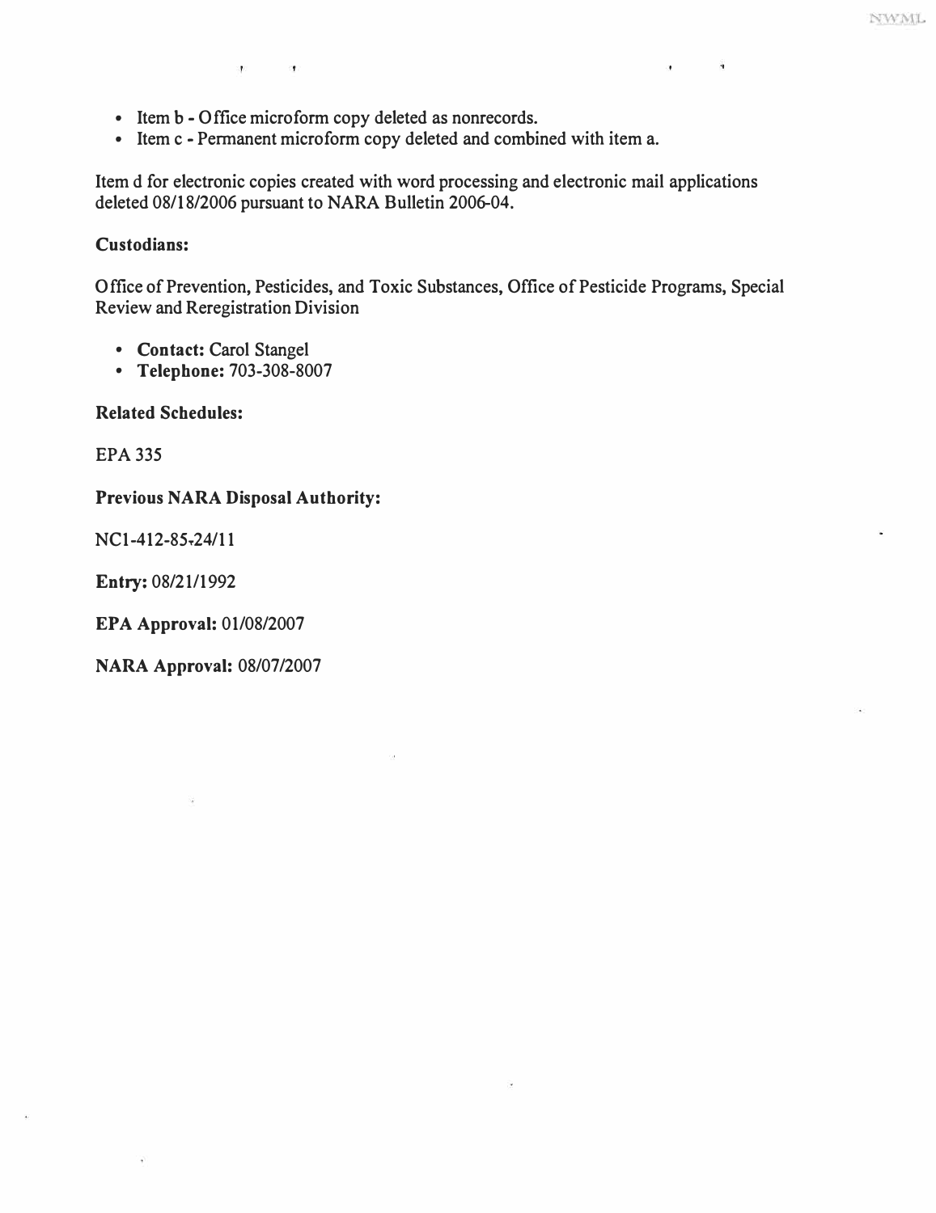- Item b - Office microform copy deleted as nonrecords.
- Item c - Permanent microform copy deleted and combined with item a.

Item d for electronic copies created with word processing and electronic mail applications deleted 08/18/2006 pursuant to NARA Bulletin 2006-04.

**Custodians:**

Office of Prevention, Pesticides, and Toxic Substances, Office of Pesticide Programs, Special Review and Reregistration Division

- **Contact:** Carol Stangel
- **Telephone:** 703-308-8007

**Related Schedules:**

EPA 335

**Previous NARA Disposal Authority:**

NC1-412-85-24/11

**Entry:** 08/21/1992

**EPA Approval:** 01/08/2007

**NARA Approval:** 08/07/2007